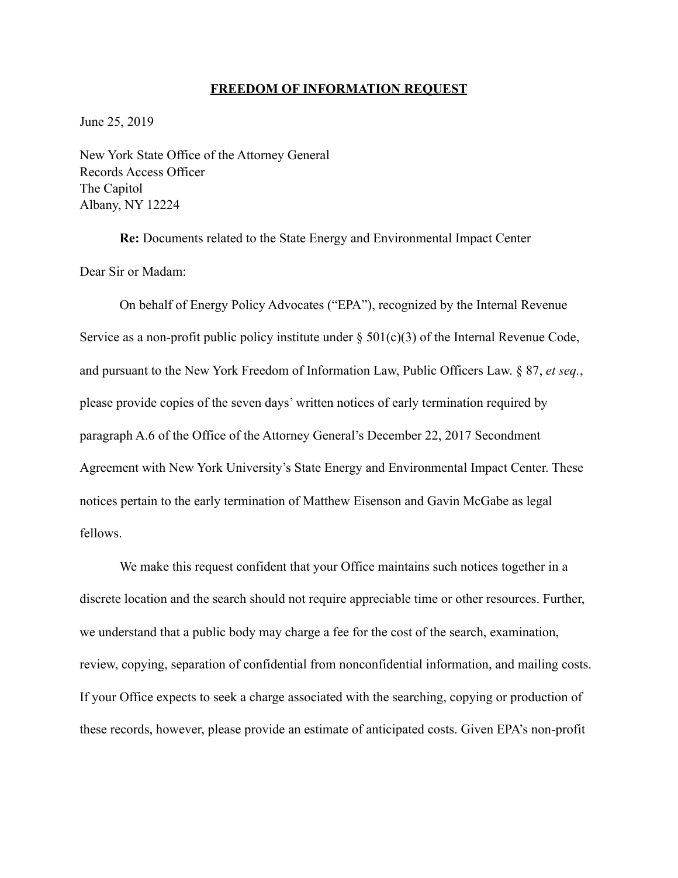**FREEDOM OF INFORMATION REQUEST**

June 25, 2019

New York State Office of the Attorney General
Records Access Officer
The Capitol
Albany, NY 12224

**Re:** Documents related to the State Energy and Environmental Impact Center

Dear Sir or Madam:

On behalf of Energy Policy Advocates ("EPA"), recognized by the Internal Revenue Service as a non-profit public policy institute under § 501(c)(3) of the Internal Revenue Code, and pursuant to the New York Freedom of Information Law, Public Officers Law. § 87, *et seq.*, please provide copies of the seven days' written notices of early termination required by paragraph A.6 of the Office of the Attorney General's December 22, 2017 Secondment Agreement with New York University's State Energy and Environmental Impact Center. These notices pertain to the early termination of Matthew Eisenson and Gavin McGabe as legal fellows.

We make this request confident that your Office maintains such notices together in a discrete location and the search should not require appreciable time or other resources. Further, we understand that a public body may charge a fee for the cost of the search, examination, review, copying, separation of confidential from nonconfidential information, and mailing costs. If your Office expects to seek a charge associated with the searching, copying or production of these records, however, please provide an estimate of anticipated costs. Given EPA's non-profit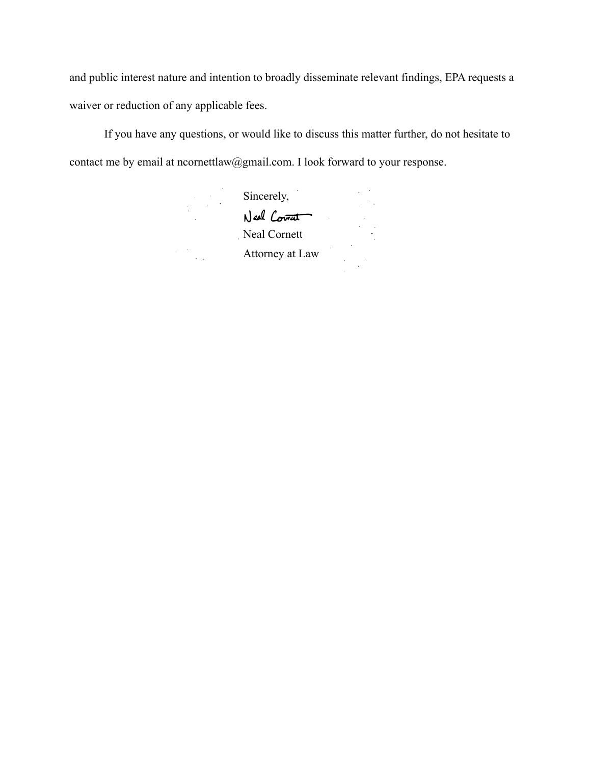and public interest nature and intention to broadly disseminate relevant findings, EPA requests a waiver or reduction of any applicable fees.

If you have any questions, or would like to discuss this matter further, do not hesitate to contact me by email at ncornettlaw@gmail.com. I look forward to your response.

Sincerely,

Neal Cornett

Neal Cornett
Attorney at Law